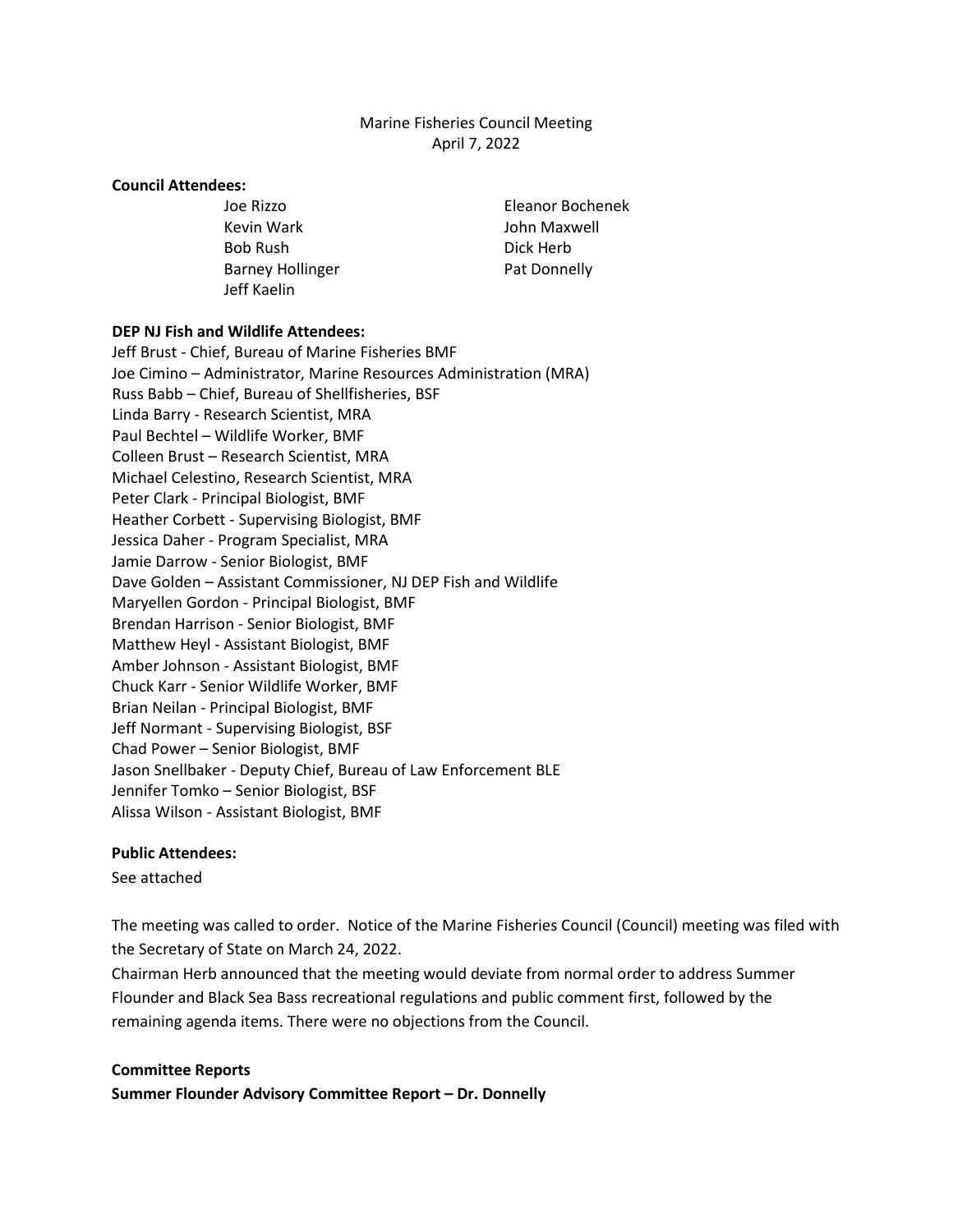Marine Fisheries Council Meeting
April 7, 2022

**Council Attendees:**

Joe Rizzo
Kevin Wark
Bob Rush
Barney Hollinger
Jeff Kaelin
Eleanor Bochenek
John Maxwell
Dick Herb
Pat Donnelly

**DEP NJ Fish and Wildlife Attendees:**

Jeff Brust - Chief, Bureau of Marine Fisheries BMF
Joe Cimino – Administrator, Marine Resources Administration (MRA)
Russ Babb – Chief, Bureau of Shellfisheries, BSF
Linda Barry - Research Scientist, MRA
Paul Bechtel – Wildlife Worker, BMF
Colleen Brust – Research Scientist, MRA
Michael Celestino, Research Scientist, MRA
Peter Clark - Principal Biologist, BMF
Heather Corbett - Supervising Biologist, BMF
Jessica Daher - Program Specialist, MRA
Jamie Darrow - Senior Biologist, BMF
Dave Golden – Assistant Commissioner, NJ DEP Fish and Wildlife
Maryellen Gordon - Principal Biologist, BMF
Brendan Harrison - Senior Biologist, BMF
Matthew Heyl - Assistant Biologist, BMF
Amber Johnson - Assistant Biologist, BMF
Chuck Karr - Senior Wildlife Worker, BMF
Brian Neilan - Principal Biologist, BMF
Jeff Normant - Supervising Biologist, BSF
Chad Power – Senior Biologist, BMF
Jason Snellbaker - Deputy Chief, Bureau of Law Enforcement BLE
Jennifer Tomko – Senior Biologist, BSF
Alissa Wilson - Assistant Biologist, BMF

**Public Attendees:**

See attached

The meeting was called to order. Notice of the Marine Fisheries Council (Council) meeting was filed with the Secretary of State on March 24, 2022.

Chairman Herb announced that the meeting would deviate from normal order to address Summer Flounder and Black Sea Bass recreational regulations and public comment first, followed by the remaining agenda items. There were no objections from the Council.

**Committee Reports**

**Summer Flounder Advisory Committee Report – Dr. Donnelly**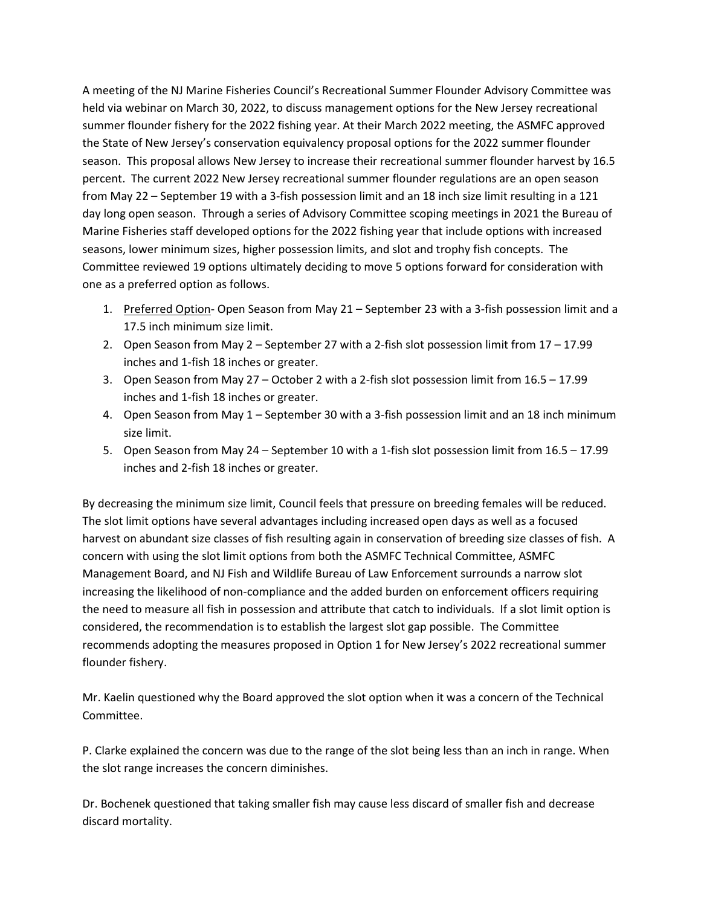A meeting of the NJ Marine Fisheries Council's Recreational Summer Flounder Advisory Committee was held via webinar on March 30, 2022, to discuss management options for the New Jersey recreational summer flounder fishery for the 2022 fishing year. At their March 2022 meeting, the ASMFC approved the State of New Jersey's conservation equivalency proposal options for the 2022 summer flounder season. This proposal allows New Jersey to increase their recreational summer flounder harvest by 16.5 percent. The current 2022 New Jersey recreational summer flounder regulations are an open season from May 22 – September 19 with a 3-fish possession limit and an 18 inch size limit resulting in a 121 day long open season. Through a series of Advisory Committee scoping meetings in 2021 the Bureau of Marine Fisheries staff developed options for the 2022 fishing year that include options with increased seasons, lower minimum sizes, higher possession limits, and slot and trophy fish concepts. The Committee reviewed 19 options ultimately deciding to move 5 options forward for consideration with one as a preferred option as follows.

1. <u>Preferred Option</u>- Open Season from May 21 – September 23 with a 3-fish possession limit and a 17.5 inch minimum size limit.
2. Open Season from May 2 – September 27 with a 2-fish slot possession limit from 17 – 17.99 inches and 1-fish 18 inches or greater.
3. Open Season from May 27 – October 2 with a 2-fish slot possession limit from 16.5 – 17.99 inches and 1-fish 18 inches or greater.
4. Open Season from May 1 – September 30 with a 3-fish possession limit and an 18 inch minimum size limit.
5. Open Season from May 24 – September 10 with a 1-fish slot possession limit from 16.5 – 17.99 inches and 2-fish 18 inches or greater.

By decreasing the minimum size limit, Council feels that pressure on breeding females will be reduced. The slot limit options have several advantages including increased open days as well as a focused harvest on abundant size classes of fish resulting again in conservation of breeding size classes of fish. A concern with using the slot limit options from both the ASMFC Technical Committee, ASMFC Management Board, and NJ Fish and Wildlife Bureau of Law Enforcement surrounds a narrow slot increasing the likelihood of non-compliance and the added burden on enforcement officers requiring the need to measure all fish in possession and attribute that catch to individuals. If a slot limit option is considered, the recommendation is to establish the largest slot gap possible. The Committee recommends adopting the measures proposed in Option 1 for New Jersey's 2022 recreational summer flounder fishery.

Mr. Kaelin questioned why the Board approved the slot option when it was a concern of the Technical Committee.

P. Clarke explained the concern was due to the range of the slot being less than an inch in range. When the slot range increases the concern diminishes.

Dr. Bochenek questioned that taking smaller fish may cause less discard of smaller fish and decrease discard mortality.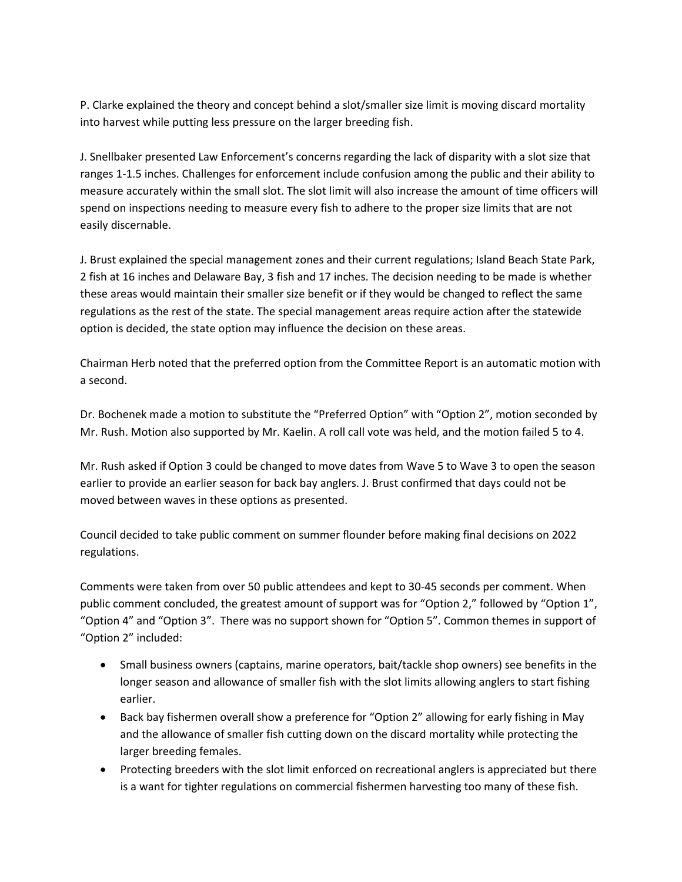P. Clarke explained the theory and concept behind a slot/smaller size limit is moving discard mortality into harvest while putting less pressure on the larger breeding fish.

J. Snellbaker presented Law Enforcement's concerns regarding the lack of disparity with a slot size that ranges 1-1.5 inches. Challenges for enforcement include confusion among the public and their ability to measure accurately within the small slot. The slot limit will also increase the amount of time officers will spend on inspections needing to measure every fish to adhere to the proper size limits that are not easily discernable.

J. Brust explained the special management zones and their current regulations; Island Beach State Park, 2 fish at 16 inches and Delaware Bay, 3 fish and 17 inches. The decision needing to be made is whether these areas would maintain their smaller size benefit or if they would be changed to reflect the same regulations as the rest of the state. The special management areas require action after the statewide option is decided, the state option may influence the decision on these areas.

Chairman Herb noted that the preferred option from the Committee Report is an automatic motion with a second.

Dr. Bochenek made a motion to substitute the "Preferred Option" with "Option 2", motion seconded by Mr. Rush. Motion also supported by Mr. Kaelin. A roll call vote was held, and the motion failed 5 to 4.

Mr. Rush asked if Option 3 could be changed to move dates from Wave 5 to Wave 3 to open the season earlier to provide an earlier season for back bay anglers. J. Brust confirmed that days could not be moved between waves in these options as presented.

Council decided to take public comment on summer flounder before making final decisions on 2022 regulations.

Comments were taken from over 50 public attendees and kept to 30-45 seconds per comment. When public comment concluded, the greatest amount of support was for "Option 2," followed by "Option 1", "Option 4" and "Option 3". There was no support shown for "Option 5". Common themes in support of "Option 2" included:

- Small business owners (captains, marine operators, bait/tackle shop owners) see benefits in the longer season and allowance of smaller fish with the slot limits allowing anglers to start fishing earlier.
- Back bay fishermen overall show a preference for "Option 2" allowing for early fishing in May and the allowance of smaller fish cutting down on the discard mortality while protecting the larger breeding females.
- Protecting breeders with the slot limit enforced on recreational anglers is appreciated but there is a want for tighter regulations on commercial fishermen harvesting too many of these fish.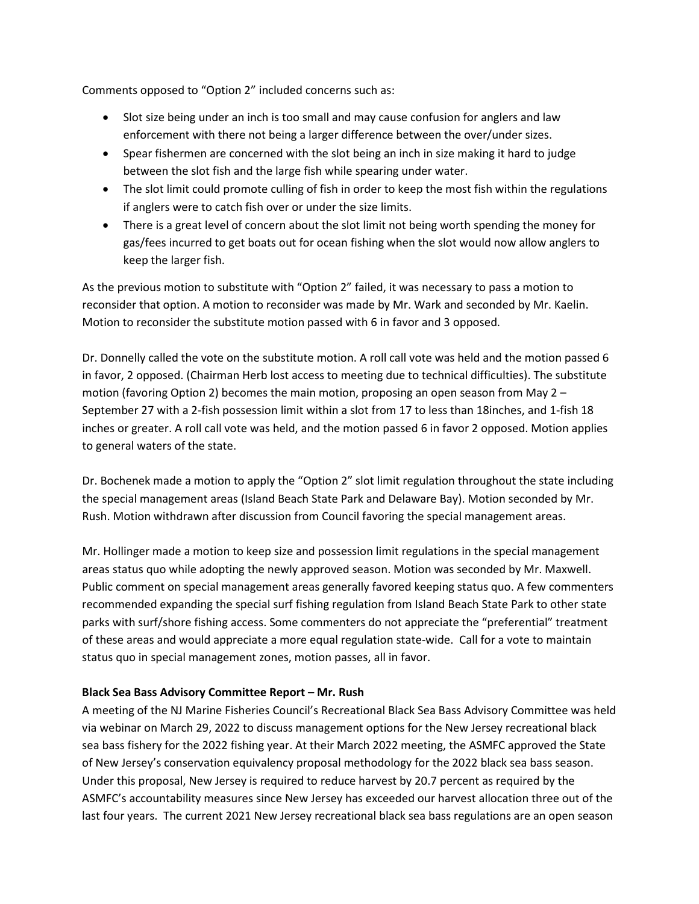Comments opposed to "Option 2" included concerns such as:

- Slot size being under an inch is too small and may cause confusion for anglers and law enforcement with there not being a larger difference between the over/under sizes.
- Spear fishermen are concerned with the slot being an inch in size making it hard to judge between the slot fish and the large fish while spearing under water.
- The slot limit could promote culling of fish in order to keep the most fish within the regulations if anglers were to catch fish over or under the size limits.
- There is a great level of concern about the slot limit not being worth spending the money for gas/fees incurred to get boats out for ocean fishing when the slot would now allow anglers to keep the larger fish.

As the previous motion to substitute with "Option 2" failed, it was necessary to pass a motion to reconsider that option. A motion to reconsider was made by Mr. Wark and seconded by Mr. Kaelin. Motion to reconsider the substitute motion passed with 6 in favor and 3 opposed.

Dr. Donnelly called the vote on the substitute motion. A roll call vote was held and the motion passed 6 in favor, 2 opposed. (Chairman Herb lost access to meeting due to technical difficulties). The substitute motion (favoring Option 2) becomes the main motion, proposing an open season from May 2 – September 27 with a 2-fish possession limit within a slot from 17 to less than 18inches, and 1-fish 18 inches or greater. A roll call vote was held, and the motion passed 6 in favor 2 opposed. Motion applies to general waters of the state.

Dr. Bochenek made a motion to apply the "Option 2" slot limit regulation throughout the state including the special management areas (Island Beach State Park and Delaware Bay). Motion seconded by Mr. Rush. Motion withdrawn after discussion from Council favoring the special management areas.

Mr. Hollinger made a motion to keep size and possession limit regulations in the special management areas status quo while adopting the newly approved season. Motion was seconded by Mr. Maxwell. Public comment on special management areas generally favored keeping status quo. A few commenters recommended expanding the special surf fishing regulation from Island Beach State Park to other state parks with surf/shore fishing access. Some commenters do not appreciate the "preferential" treatment of these areas and would appreciate a more equal regulation state-wide. Call for a vote to maintain status quo in special management zones, motion passes, all in favor.

**Black Sea Bass Advisory Committee Report – Mr. Rush**

A meeting of the NJ Marine Fisheries Council's Recreational Black Sea Bass Advisory Committee was held via webinar on March 29, 2022 to discuss management options for the New Jersey recreational black sea bass fishery for the 2022 fishing year. At their March 2022 meeting, the ASMFC approved the State of New Jersey's conservation equivalency proposal methodology for the 2022 black sea bass season. Under this proposal, New Jersey is required to reduce harvest by 20.7 percent as required by the ASMFC's accountability measures since New Jersey has exceeded our harvest allocation three out of the last four years. The current 2021 New Jersey recreational black sea bass regulations are an open season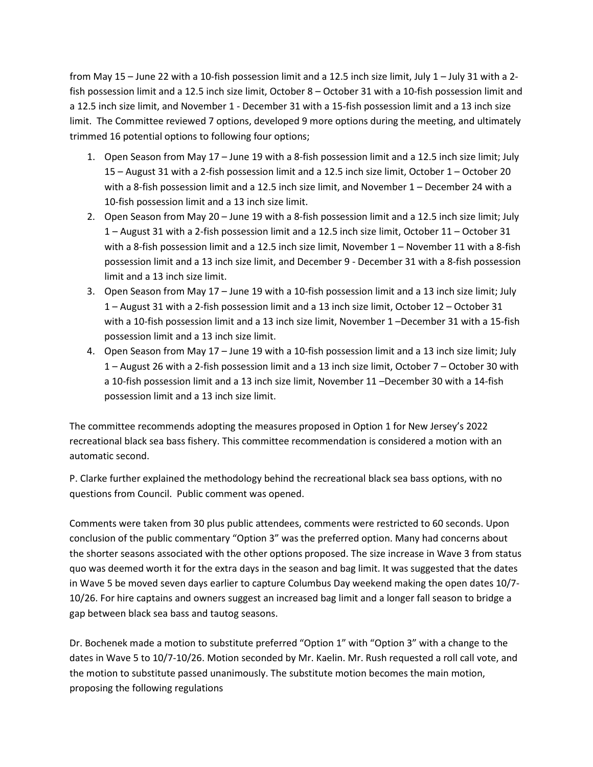from May 15 – June 22 with a 10-fish possession limit and a 12.5 inch size limit, July 1 – July 31 with a 2-fish possession limit and a 12.5 inch size limit, October 8 – October 31 with a 10-fish possession limit and a 12.5 inch size limit, and November 1 - December 31 with a 15-fish possession limit and a 13 inch size limit. The Committee reviewed 7 options, developed 9 more options during the meeting, and ultimately trimmed 16 potential options to following four options;

1. Open Season from May 17 – June 19 with a 8-fish possession limit and a 12.5 inch size limit; July 15 – August 31 with a 2-fish possession limit and a 12.5 inch size limit, October 1 – October 20 with a 8-fish possession limit and a 12.5 inch size limit, and November 1 – December 24 with a 10-fish possession limit and a 13 inch size limit.
2. Open Season from May 20 – June 19 with a 8-fish possession limit and a 12.5 inch size limit; July 1 – August 31 with a 2-fish possession limit and a 12.5 inch size limit, October 11 – October 31 with a 8-fish possession limit and a 12.5 inch size limit, November 1 – November 11 with a 8-fish possession limit and a 13 inch size limit, and December 9 - December 31 with a 8-fish possession limit and a 13 inch size limit.
3. Open Season from May 17 – June 19 with a 10-fish possession limit and a 13 inch size limit; July 1 – August 31 with a 2-fish possession limit and a 13 inch size limit, October 12 – October 31 with a 10-fish possession limit and a 13 inch size limit, November 1 –December 31 with a 15-fish possession limit and a 13 inch size limit.
4. Open Season from May 17 – June 19 with a 10-fish possession limit and a 13 inch size limit; July 1 – August 26 with a 2-fish possession limit and a 13 inch size limit, October 7 – October 30 with a 10-fish possession limit and a 13 inch size limit, November 11 –December 30 with a 14-fish possession limit and a 13 inch size limit.

The committee recommends adopting the measures proposed in Option 1 for New Jersey's 2022 recreational black sea bass fishery. This committee recommendation is considered a motion with an automatic second.

P. Clarke further explained the methodology behind the recreational black sea bass options, with no questions from Council. Public comment was opened.

Comments were taken from 30 plus public attendees, comments were restricted to 60 seconds. Upon conclusion of the public commentary "Option 3" was the preferred option. Many had concerns about the shorter seasons associated with the other options proposed. The size increase in Wave 3 from status quo was deemed worth it for the extra days in the season and bag limit. It was suggested that the dates in Wave 5 be moved seven days earlier to capture Columbus Day weekend making the open dates 10/7-10/26. For hire captains and owners suggest an increased bag limit and a longer fall season to bridge a gap between black sea bass and tautog seasons.

Dr. Bochenek made a motion to substitute preferred "Option 1" with "Option 3" with a change to the dates in Wave 5 to 10/7-10/26. Motion seconded by Mr. Kaelin. Mr. Rush requested a roll call vote, and the motion to substitute passed unanimously. The substitute motion becomes the main motion, proposing the following regulations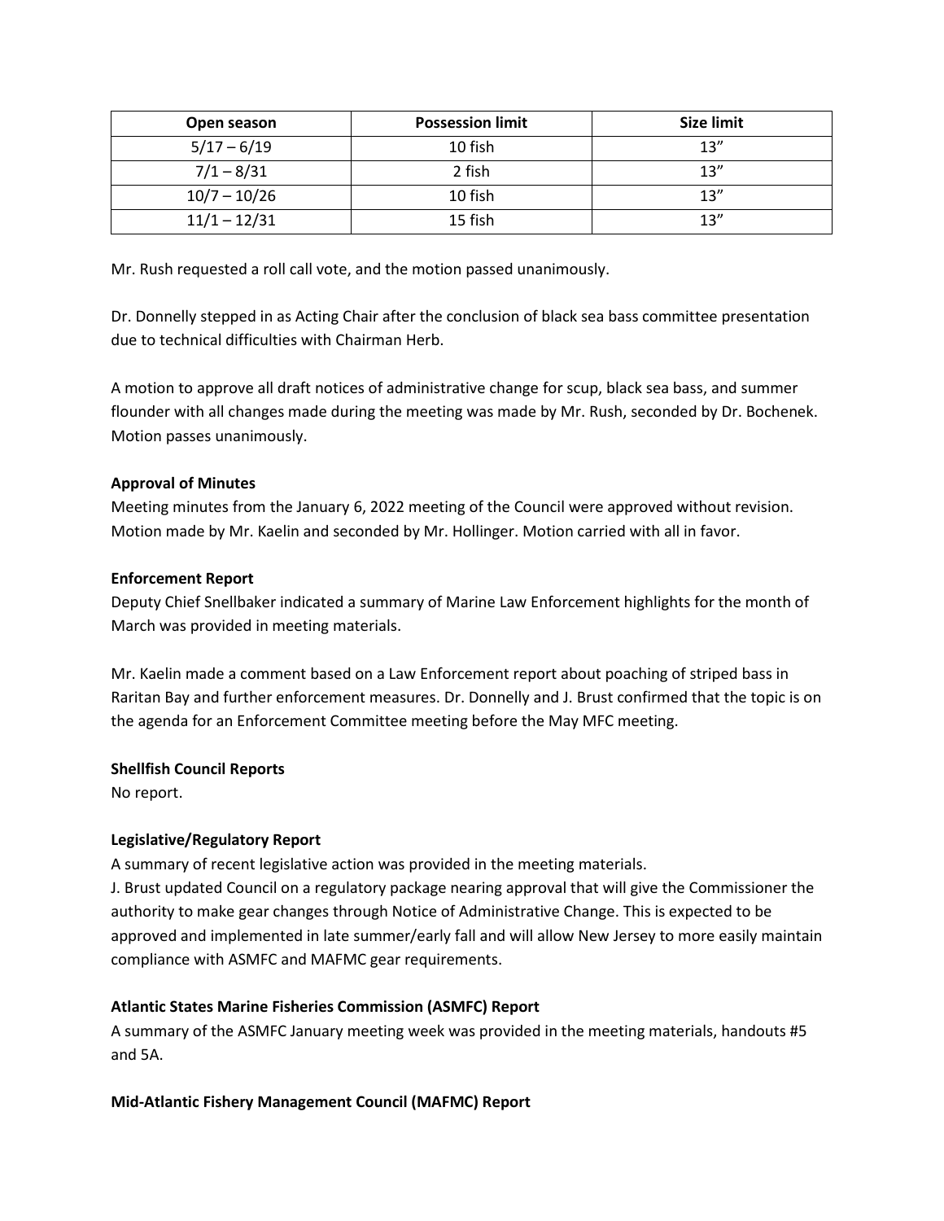| Open season | Possession limit | Size limit |
|---|---|---|
| 5/17 – 6/19 | 10 fish | 13” |
| 7/1 – 8/31 | 2 fish | 13” |
| 10/7 – 10/26 | 10 fish | 13” |
| 11/1 – 12/31 | 15 fish | 13” |

Mr. Rush requested a roll call vote, and the motion passed unanimously.

Dr. Donnelly stepped in as Acting Chair after the conclusion of black sea bass committee presentation due to technical difficulties with Chairman Herb.

A motion to approve all draft notices of administrative change for scup, black sea bass, and summer flounder with all changes made during the meeting was made by Mr. Rush, seconded by Dr. Bochenek. Motion passes unanimously.

**Approval of Minutes**

Meeting minutes from the January 6, 2022 meeting of the Council were approved without revision. Motion made by Mr. Kaelin and seconded by Mr. Hollinger. Motion carried with all in favor.

**Enforcement Report**

Deputy Chief Snellbaker indicated a summary of Marine Law Enforcement highlights for the month of March was provided in meeting materials.

Mr. Kaelin made a comment based on a Law Enforcement report about poaching of striped bass in Raritan Bay and further enforcement measures. Dr. Donnelly and J. Brust confirmed that the topic is on the agenda for an Enforcement Committee meeting before the May MFC meeting.

**Shellfish Council Reports**

No report.

**Legislative/Regulatory Report**

A summary of recent legislative action was provided in the meeting materials.
J. Brust updated Council on a regulatory package nearing approval that will give the Commissioner the authority to make gear changes through Notice of Administrative Change. This is expected to be approved and implemented in late summer/early fall and will allow New Jersey to more easily maintain compliance with ASMFC and MAFMC gear requirements.

**Atlantic States Marine Fisheries Commission (ASMFC) Report**

A summary of the ASMFC January meeting week was provided in the meeting materials, handouts #5 and 5A.

**Mid-Atlantic Fishery Management Council (MAFMC) Report**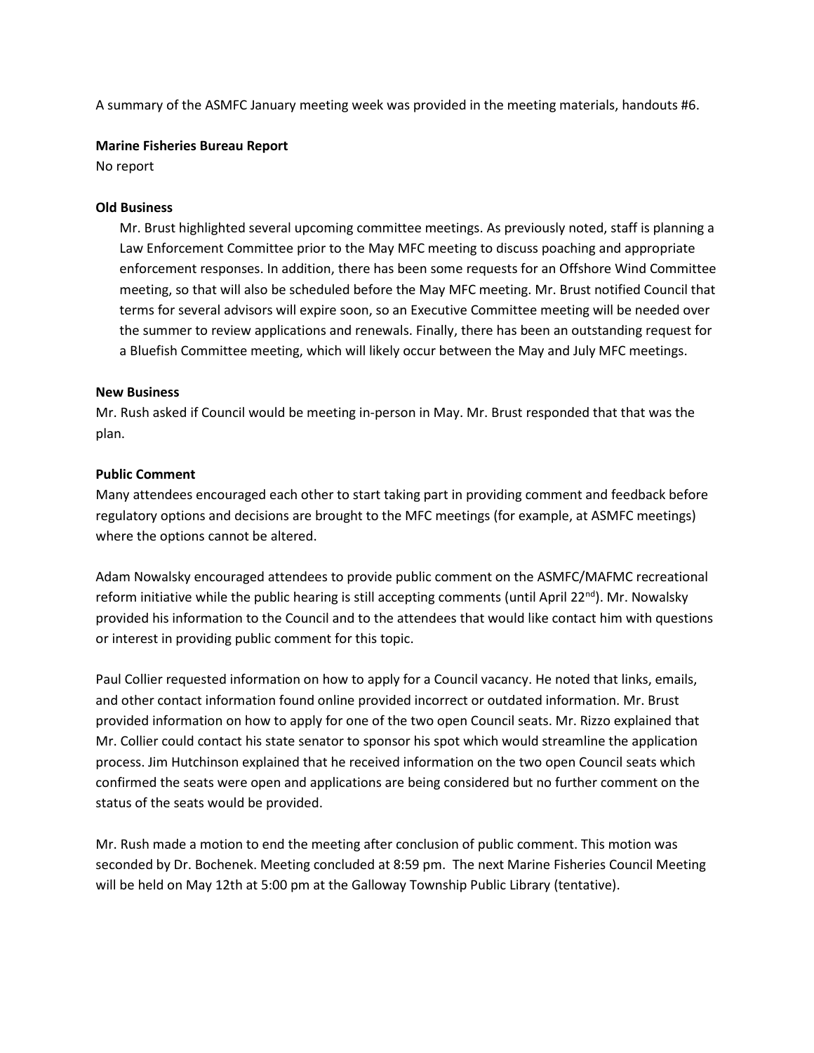A summary of the ASMFC January meeting week was provided in the meeting materials, handouts #6.

**Marine Fisheries Bureau Report**

No report

**Old Business**

Mr. Brust highlighted several upcoming committee meetings. As previously noted, staff is planning a Law Enforcement Committee prior to the May MFC meeting to discuss poaching and appropriate enforcement responses. In addition, there has been some requests for an Offshore Wind Committee meeting, so that will also be scheduled before the May MFC meeting. Mr. Brust notified Council that terms for several advisors will expire soon, so an Executive Committee meeting will be needed over the summer to review applications and renewals. Finally, there has been an outstanding request for a Bluefish Committee meeting, which will likely occur between the May and July MFC meetings.

**New Business**

Mr. Rush asked if Council would be meeting in-person in May. Mr. Brust responded that that was the plan.

**Public Comment**

Many attendees encouraged each other to start taking part in providing comment and feedback before regulatory options and decisions are brought to the MFC meetings (for example, at ASMFC meetings) where the options cannot be altered.

Adam Nowalsky encouraged attendees to provide public comment on the ASMFC/MAFMC recreational reform initiative while the public hearing is still accepting comments (until April 22nd). Mr. Nowalsky provided his information to the Council and to the attendees that would like contact him with questions or interest in providing public comment for this topic.

Paul Collier requested information on how to apply for a Council vacancy. He noted that links, emails, and other contact information found online provided incorrect or outdated information. Mr. Brust provided information on how to apply for one of the two open Council seats. Mr. Rizzo explained that Mr. Collier could contact his state senator to sponsor his spot which would streamline the application process. Jim Hutchinson explained that he received information on the two open Council seats which confirmed the seats were open and applications are being considered but no further comment on the status of the seats would be provided.

Mr. Rush made a motion to end the meeting after conclusion of public comment. This motion was seconded by Dr. Bochenek. Meeting concluded at 8:59 pm. The next Marine Fisheries Council Meeting will be held on May 12th at 5:00 pm at the Galloway Township Public Library (tentative).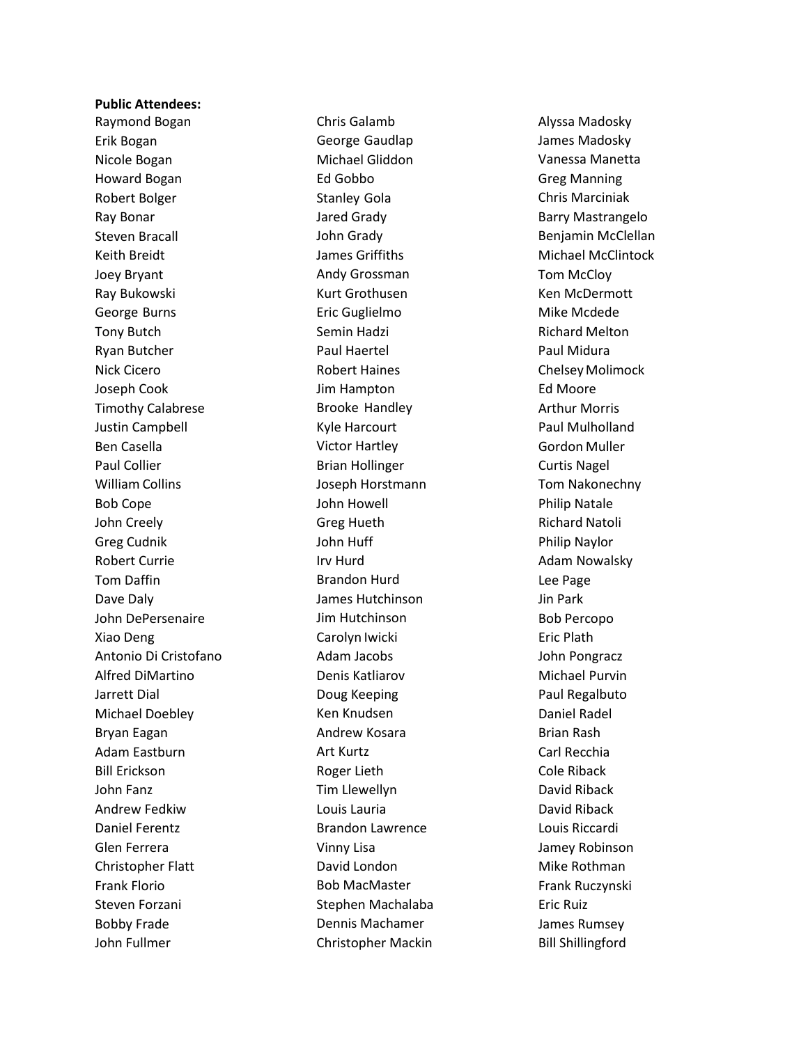**Public Attendees:**

Raymond Bogan
Erik Bogan
Nicole Bogan
Howard Bogan
Robert Bolger
Ray Bonar
Steven Bracall
Keith Breidt
Joey Bryant
Ray Bukowski
George Burns
Tony Butch
Ryan Butcher
Nick Cicero
Joseph Cook
Timothy Calabrese
Justin Campbell
Ben Casella
Paul Collier
William Collins
Bob Cope
John Creely
Greg Cudnik
Robert Currie
Tom Daffin
Dave Daly
John DePersenaire
Xiao Deng
Antonio Di Cristofano
Alfred DiMartino
Jarrett Dial
Michael Doebley
Bryan Eagan
Adam Eastburn
Bill Erickson
John Fanz
Andrew Fedkiw
Daniel Ferentz
Glen Ferrera
Christopher Flatt
Frank Florio
Steven Forzani
Bobby Frade
John Fullmer
Chris Galamb
George Gaudlap
Michael Gliddon
Ed Gobbo
Stanley Gola
Jared Grady
John Grady
James Griffiths
Andy Grossman
Kurt Grothusen
Eric Guglielmo
Semin Hadzi
Paul Haertel
Robert Haines
Jim Hampton
Brooke Handley
Kyle Harcourt
Victor Hartley
Brian Hollinger
Joseph Horstmann
John Howell
Greg Hueth
John Huff
Irv Hurd
Brandon Hurd
James Hutchinson
Jim Hutchinson
Carolyn Iwicki
Adam Jacobs
Denis Katliarov
Doug Keeping
Ken Knudsen
Andrew Kosara
Art Kurtz
Roger Lieth
Tim Llewellyn
Louis Lauria
Brandon Lawrence
Vinny Lisa
David London
Bob MacMaster
Stephen Machalaba
Dennis Machamer
Christopher Mackin
Alyssa Madosky
James Madosky
Vanessa Manetta
Greg Manning
Chris Marciniak
Barry Mastrangelo
Benjamin McClellan
Michael McClintock
Tom McCloy
Ken McDermott
Mike Mcdede
Richard Melton
Paul Midura
Chelsey Molimock
Ed Moore
Arthur Morris
Paul Mulholland
Gordon Muller
Curtis Nagel
Tom Nakonechny
Philip Natale
Richard Natoli
Philip Naylor
Adam Nowalsky
Lee Page
Jin Park
Bob Percopo
Eric Plath
John Pongracz
Michael Purvin
Paul Regalbuto
Daniel Radel
Brian Rash
Carl Recchia
Cole Riback
David Riback
David Riback
Louis Riccardi
Jamey Robinson
Mike Rothman
Frank Ruczynski
Eric Ruiz
James Rumsey
Bill Shillingford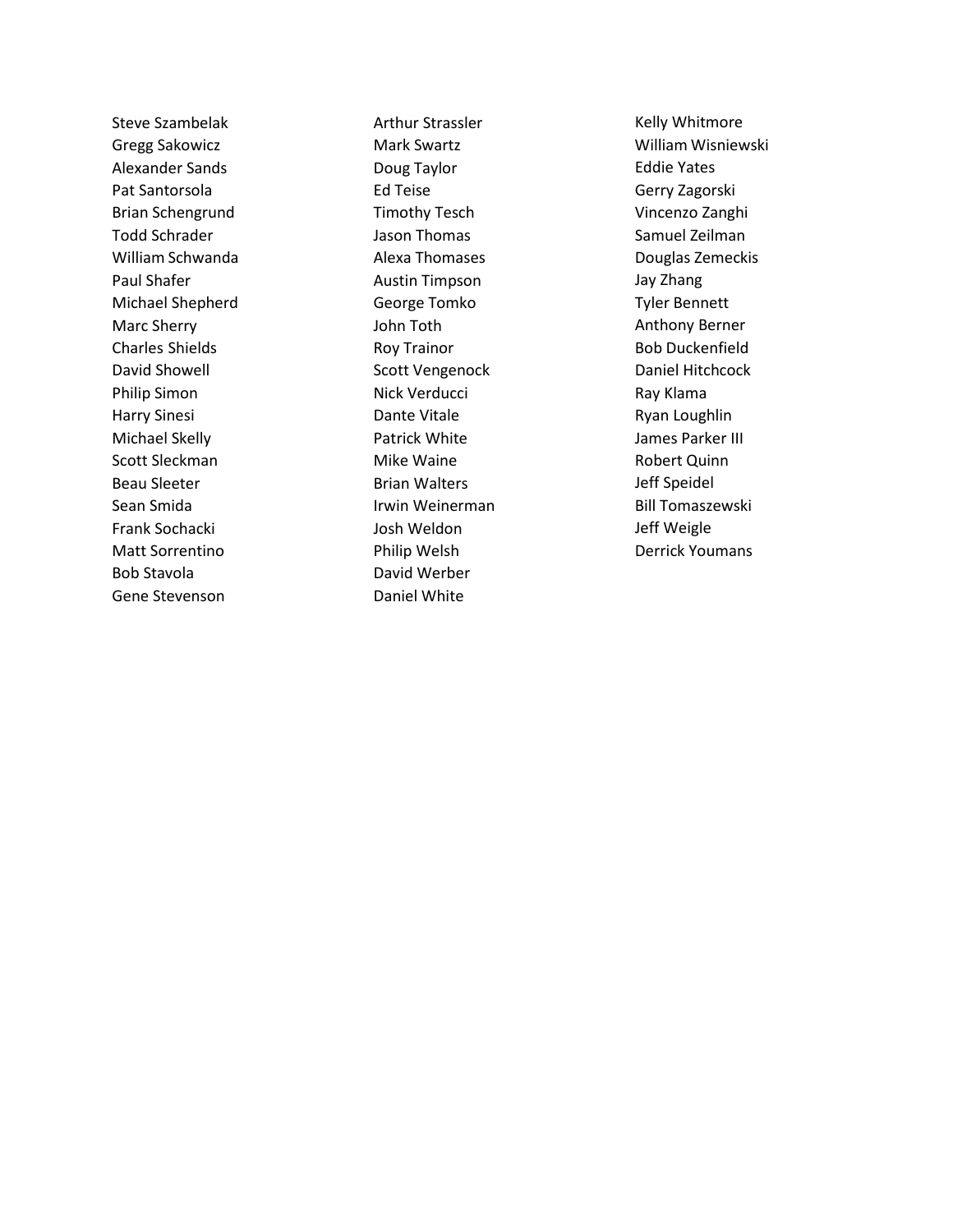Steve Szambelak
Gregg Sakowicz
Alexander Sands
Pat Santorsola
Brian Schengrund
Todd Schrader
William Schwanda
Paul Shafer
Michael Shepherd
Marc Sherry
Charles Shields
David Showell
Philip Simon
Harry Sinesi
Michael Skelly
Scott Sleckman
Beau Sleeter
Sean Smida
Frank Sochacki
Matt Sorrentino
Bob Stavola
Gene Stevenson

Arthur Strassler
Mark Swartz
Doug Taylor
Ed Teise
Timothy Tesch
Jason Thomas
Alexa Thomases
Austin Timpson
George Tomko
John Toth
Roy Trainor
Scott Vengenock
Nick Verducci
Dante Vitale
Patrick White
Mike Waine
Brian Walters
Irwin Weinerman
Josh Weldon
Philip Welsh
David Werber
Daniel White

Kelly Whitmore
William Wisniewski
Eddie Yates
Gerry Zagorski
Vincenzo Zanghi
Samuel Zeilman
Douglas Zemeckis
Jay Zhang
Tyler Bennett
Anthony Berner
Bob Duckenfield
Daniel Hitchcock
Ray Klama
Ryan Loughlin
James Parker III
Robert Quinn
Jeff Speidel
Bill Tomaszewski
Jeff Weigle
Derrick Youmans